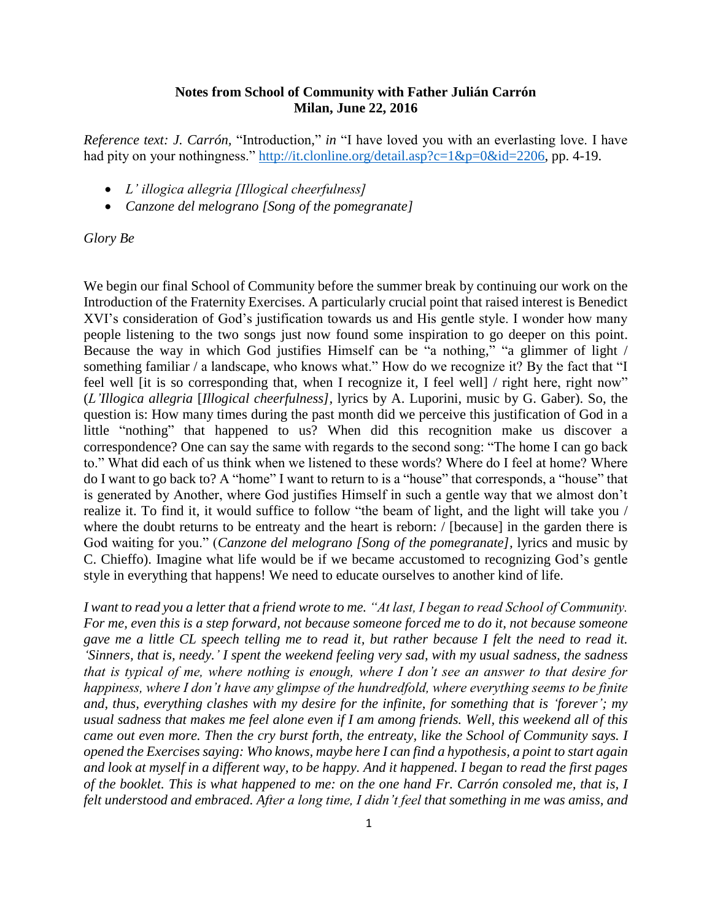**Notes from School of Community with Father Julián Carrón**
**Milan, June 22, 2016**

*Reference text: J. Carrón,* "Introduction," *in* "I have loved you with an everlasting love. I have had pity on your nothingness." http://it.clonline.org/detail.asp?c=1&p=0&id=2206, pp. 4-19.

- *L' illogica allegria [Illogical cheerfulness]*
- *Canzone del melograno [Song of the pomegranate]*

*Glory Be*

We begin our final School of Community before the summer break by continuing our work on the Introduction of the Fraternity Exercises. A particularly crucial point that raised interest is Benedict XVI's consideration of God's justification towards us and His gentle style. I wonder how many people listening to the two songs just now found some inspiration to go deeper on this point. Because the way in which God justifies Himself can be "a nothing," "a glimmer of light / something familiar / a landscape, who knows what." How do we recognize it? By the fact that "I feel well [it is so corresponding that, when I recognize it, I feel well] / right here, right now" (*L'Illogica allegria* [*Illogical cheerfulness]*, lyrics by A. Luporini, music by G. Gaber). So, the question is: How many times during the past month did we perceive this justification of God in a little "nothing" that happened to us? When did this recognition make us discover a correspondence? One can say the same with regards to the second song: "The home I can go back to." What did each of us think when we listened to these words? Where do I feel at home? Where do I want to go back to? A "home" I want to return to is a "house" that corresponds, a "house" that is generated by Another, where God justifies Himself in such a gentle way that we almost don't realize it. To find it, it would suffice to follow "the beam of light, and the light will take you / where the doubt returns to be entreaty and the heart is reborn: / [because] in the garden there is God waiting for you." (*Canzone del melograno [Song of the pomegranate]*, lyrics and music by C. Chieffo). Imagine what life would be if we became accustomed to recognizing God's gentle style in everything that happens! We need to educate ourselves to another kind of life.

*I want to read you a letter that a friend wrote to me. "At last, I began to read School of Community. For me, even this is a step forward, not because someone forced me to do it, not because someone gave me a little CL speech telling me to read it, but rather because I felt the need to read it. 'Sinners, that is, needy.' I spent the weekend feeling very sad, with my usual sadness, the sadness that is typical of me, where nothing is enough, where I don't see an answer to that desire for happiness, where I don't have any glimpse of the hundredfold, where everything seems to be finite and, thus, everything clashes with my desire for the infinite, for something that is 'forever'; my usual sadness that makes me feel alone even if I am among friends. Well, this weekend all of this came out even more. Then the cry burst forth, the entreaty, like the School of Community says. I opened the Exercises saying: Who knows, maybe here I can find a hypothesis, a point to start again and look at myself in a different way, to be happy. And it happened. I began to read the first pages of the booklet. This is what happened to me: on the one hand Fr. Carrón consoled me, that is, I felt understood and embraced. After a long time, I didn't feel that something in me was amiss, and*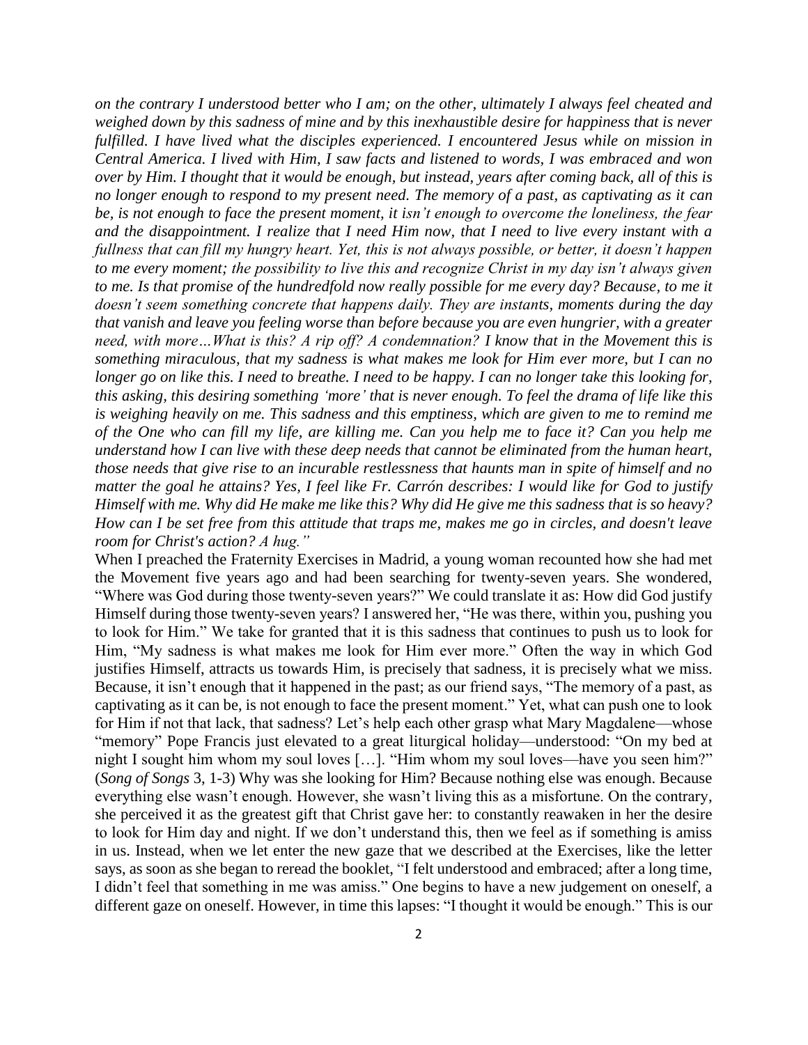*on the contrary I understood better who I am; on the other, ultimately I always feel cheated and weighed down by this sadness of mine and by this inexhaustible desire for happiness that is never fulfilled. I have lived what the disciples experienced. I encountered Jesus while on mission in Central America. I lived with Him, I saw facts and listened to words, I was embraced and won over by Him. I thought that it would be enough, but instead, years after coming back, all of this is no longer enough to respond to my present need. The memory of a past, as captivating as it can be, is not enough to face the present moment, it isn't enough to overcome the loneliness, the fear and the disappointment. I realize that I need Him now, that I need to live every instant with a fullness that can fill my hungry heart. Yet, this is not always possible, or better, it doesn't happen to me every moment; the possibility to live this and recognize Christ in my day isn't always given to me. Is that promise of the hundredfold now really possible for me every day? Because, to me it doesn't seem something concrete that happens daily. They are instants, moments during the day that vanish and leave you feeling worse than before because you are even hungrier, with a greater need, with more…What is this? A rip off? A condemnation? I know that in the Movement this is something miraculous, that my sadness is what makes me look for Him ever more, but I can no longer go on like this. I need to breathe. I need to be happy. I can no longer take this looking for, this asking, this desiring something 'more' that is never enough. To feel the drama of life like this is weighing heavily on me. This sadness and this emptiness, which are given to me to remind me of the One who can fill my life, are killing me. Can you help me to face it? Can you help me understand how I can live with these deep needs that cannot be eliminated from the human heart, those needs that give rise to an incurable restlessness that haunts man in spite of himself and no matter the goal he attains? Yes, I feel like Fr. Carrón describes: I would like for God to justify Himself with me. Why did He make me like this? Why did He give me this sadness that is so heavy? How can I be set free from this attitude that traps me, makes me go in circles, and doesn't leave room for Christ's action? A hug."*

When I preached the Fraternity Exercises in Madrid, a young woman recounted how she had met the Movement five years ago and had been searching for twenty-seven years. She wondered, "Where was God during those twenty-seven years?" We could translate it as: How did God justify Himself during those twenty-seven years? I answered her, "He was there, within you, pushing you to look for Him." We take for granted that it is this sadness that continues to push us to look for Him, "My sadness is what makes me look for Him ever more." Often the way in which God justifies Himself, attracts us towards Him, is precisely that sadness, it is precisely what we miss. Because, it isn't enough that it happened in the past; as our friend says, "The memory of a past, as captivating as it can be, is not enough to face the present moment." Yet, what can push one to look for Him if not that lack, that sadness? Let's help each other grasp what Mary Magdalene—whose "memory" Pope Francis just elevated to a great liturgical holiday—understood: "On my bed at night I sought him whom my soul loves […]. "Him whom my soul loves—have you seen him?" (*Song of Songs* 3, 1-3) Why was she looking for Him? Because nothing else was enough. Because everything else wasn't enough. However, she wasn't living this as a misfortune. On the contrary, she perceived it as the greatest gift that Christ gave her: to constantly reawaken in her the desire to look for Him day and night. If we don't understand this, then we feel as if something is amiss in us. Instead, when we let enter the new gaze that we described at the Exercises, like the letter says, as soon as she began to reread the booklet, "I felt understood and embraced; after a long time, I didn't feel that something in me was amiss." One begins to have a new judgement on oneself, a different gaze on oneself. However, in time this lapses: "I thought it would be enough." This is our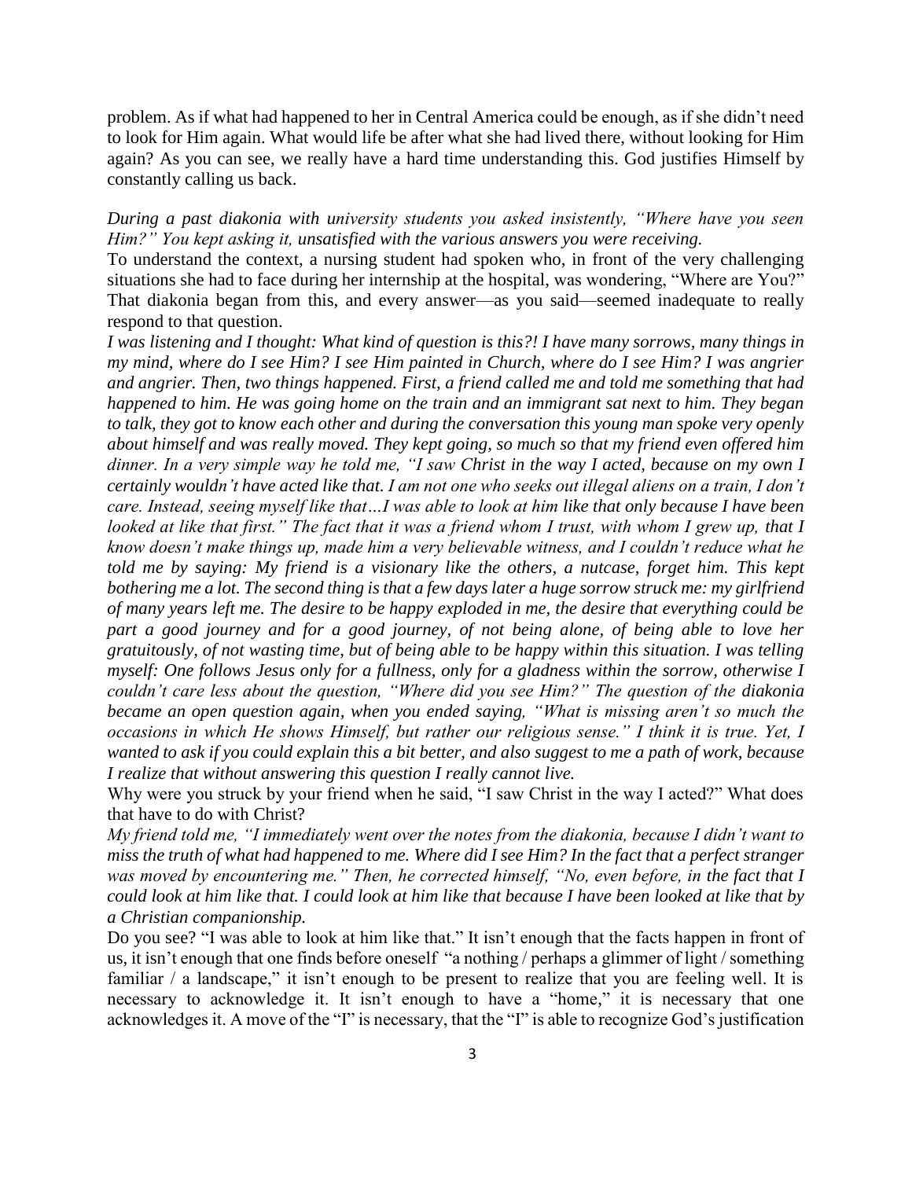problem. As if what had happened to her in Central America could be enough, as if she didn't need to look for Him again. What would life be after what she had lived there, without looking for Him again? As you can see, we really have a hard time understanding this. God justifies Himself by constantly calling us back.

*During a past diakonia with university students you asked insistently, "Where have you seen Him?" You kept asking it, unsatisfied with the various answers you were receiving.*

To understand the context, a nursing student had spoken who, in front of the very challenging situations she had to face during her internship at the hospital, was wondering, "Where are You?" That diakonia began from this, and every answer—as you said—seemed inadequate to really respond to that question.

*I was listening and I thought: What kind of question is this?! I have many sorrows, many things in my mind, where do I see Him? I see Him painted in Church, where do I see Him? I was angrier and angrier. Then, two things happened. First, a friend called me and told me something that had happened to him. He was going home on the train and an immigrant sat next to him. They began to talk, they got to know each other and during the conversation this young man spoke very openly about himself and was really moved. They kept going, so much so that my friend even offered him dinner. In a very simple way he told me, "I saw Christ in the way I acted, because on my own I certainly wouldn't have acted like that. I am not one who seeks out illegal aliens on a train, I don't care. Instead, seeing myself like that…I was able to look at him like that only because I have been looked at like that first." The fact that it was a friend whom I trust, with whom I grew up, that I know doesn't make things up, made him a very believable witness, and I couldn't reduce what he told me by saying: My friend is a visionary like the others, a nutcase, forget him. This kept bothering me a lot. The second thing is that a few days later a huge sorrow struck me: my girlfriend of many years left me. The desire to be happy exploded in me, the desire that everything could be part a good journey and for a good journey, of not being alone, of being able to love her gratuitously, of not wasting time, but of being able to be happy within this situation. I was telling myself: One follows Jesus only for a fullness, only for a gladness within the sorrow, otherwise I couldn't care less about the question, "Where did you see Him?" The question of the diakonia became an open question again, when you ended saying, "What is missing aren't so much the occasions in which He shows Himself, but rather our religious sense." I think it is true. Yet, I wanted to ask if you could explain this a bit better, and also suggest to me a path of work, because I realize that without answering this question I really cannot live.*

Why were you struck by your friend when he said, "I saw Christ in the way I acted?" What does that have to do with Christ?

*My friend told me, "I immediately went over the notes from the diakonia, because I didn't want to miss the truth of what had happened to me. Where did I see Him? In the fact that a perfect stranger was moved by encountering me." Then, he corrected himself, "No, even before, in the fact that I could look at him like that. I could look at him like that because I have been looked at like that by a Christian companionship.*

Do you see? "I was able to look at him like that." It isn't enough that the facts happen in front of us, it isn't enough that one finds before oneself "a nothing / perhaps a glimmer of light / something familiar / a landscape," it isn't enough to be present to realize that you are feeling well. It is necessary to acknowledge it. It isn't enough to have a "home," it is necessary that one acknowledges it. A move of the "I" is necessary, that the "I" is able to recognize God's justification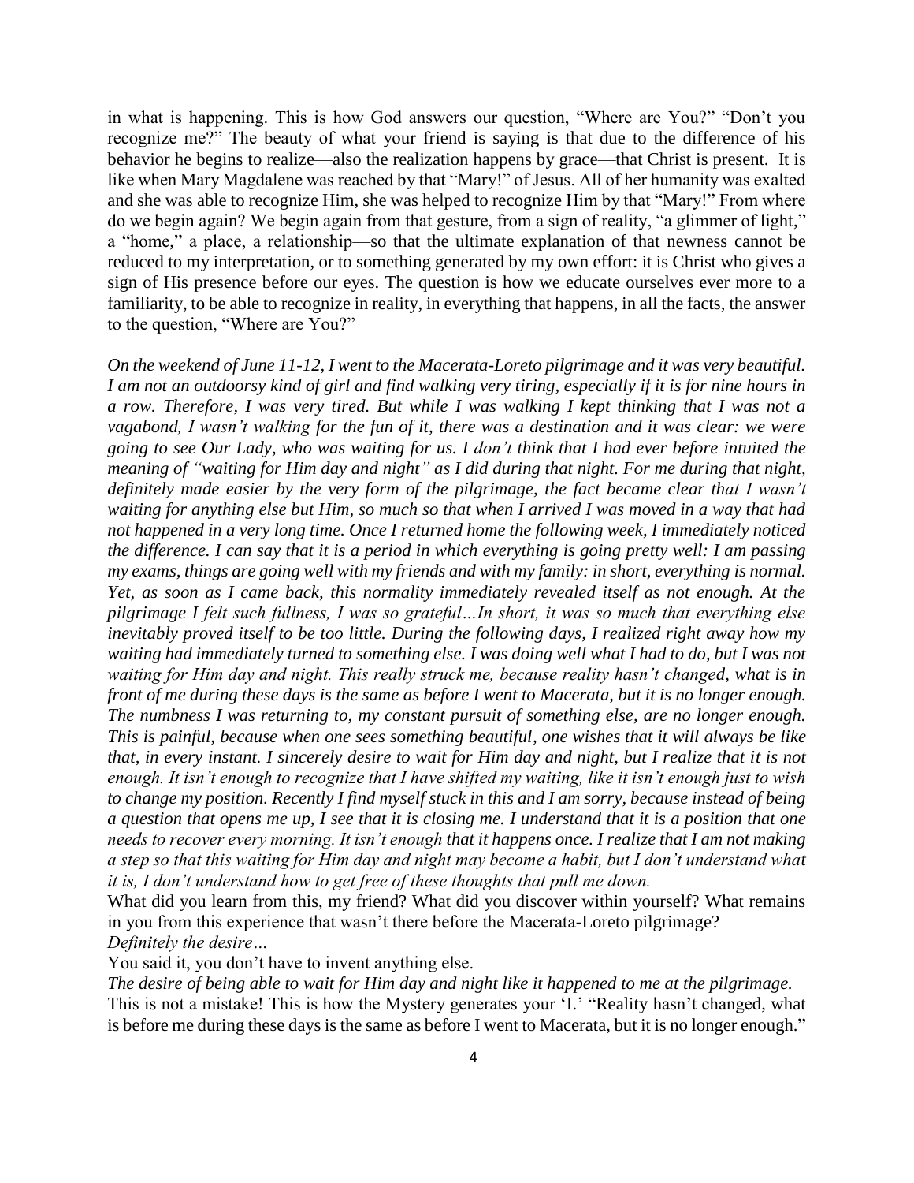in what is happening. This is how God answers our question, "Where are You?" "Don't you recognize me?" The beauty of what your friend is saying is that due to the difference of his behavior he begins to realize—also the realization happens by grace—that Christ is present. It is like when Mary Magdalene was reached by that "Mary!" of Jesus. All of her humanity was exalted and she was able to recognize Him, she was helped to recognize Him by that "Mary!" From where do we begin again? We begin again from that gesture, from a sign of reality, "a glimmer of light," a "home," a place, a relationship—so that the ultimate explanation of that newness cannot be reduced to my interpretation, or to something generated by my own effort: it is Christ who gives a sign of His presence before our eyes. The question is how we educate ourselves ever more to a familiarity, to be able to recognize in reality, in everything that happens, in all the facts, the answer to the question, "Where are You?"

*On the weekend of June 11-12, I went to the Macerata-Loreto pilgrimage and it was very beautiful. I am not an outdoorsy kind of girl and find walking very tiring, especially if it is for nine hours in a row. Therefore, I was very tired. But while I was walking I kept thinking that I was not a vagabond, I wasn't walking for the fun of it, there was a destination and it was clear: we were going to see Our Lady, who was waiting for us. I don't think that I had ever before intuited the meaning of "waiting for Him day and night" as I did during that night. For me during that night, definitely made easier by the very form of the pilgrimage, the fact became clear that I wasn't waiting for anything else but Him, so much so that when I arrived I was moved in a way that had not happened in a very long time. Once I returned home the following week, I immediately noticed the difference. I can say that it is a period in which everything is going pretty well: I am passing my exams, things are going well with my friends and with my family: in short, everything is normal. Yet, as soon as I came back, this normality immediately revealed itself as not enough. At the pilgrimage I felt such fullness, I was so grateful…In short, it was so much that everything else inevitably proved itself to be too little. During the following days, I realized right away how my waiting had immediately turned to something else. I was doing well what I had to do, but I was not waiting for Him day and night. This really struck me, because reality hasn't changed, what is in front of me during these days is the same as before I went to Macerata, but it is no longer enough. The numbness I was returning to, my constant pursuit of something else, are no longer enough. This is painful, because when one sees something beautiful, one wishes that it will always be like that, in every instant. I sincerely desire to wait for Him day and night, but I realize that it is not enough. It isn't enough to recognize that I have shifted my waiting, like it isn't enough just to wish to change my position. Recently I find myself stuck in this and I am sorry, because instead of being a question that opens me up, I see that it is closing me. I understand that it is a position that one needs to recover every morning. It isn't enough that it happens once. I realize that I am not making a step so that this waiting for Him day and night may become a habit, but I don't understand what it is, I don't understand how to get free of these thoughts that pull me down.*

What did you learn from this, my friend? What did you discover within yourself? What remains in you from this experience that wasn't there before the Macerata-Loreto pilgrimage?

*Definitely the desire…*

You said it, you don't have to invent anything else.

*The desire of being able to wait for Him day and night like it happened to me at the pilgrimage.*

This is not a mistake! This is how the Mystery generates your 'I.' "Reality hasn't changed, what is before me during these days is the same as before I went to Macerata, but it is no longer enough."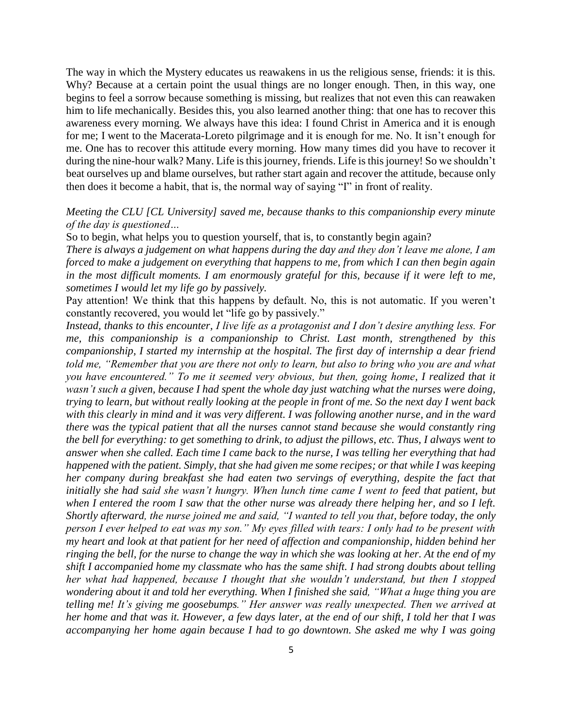The way in which the Mystery educates us reawakens in us the religious sense, friends: it is this. Why? Because at a certain point the usual things are no longer enough. Then, in this way, one begins to feel a sorrow because something is missing, but realizes that not even this can reawaken him to life mechanically. Besides this, you also learned another thing: that one has to recover this awareness every morning. We always have this idea: I found Christ in America and it is enough for me; I went to the Macerata-Loreto pilgrimage and it is enough for me. No. It isn't enough for me. One has to recover this attitude every morning. How many times did you have to recover it during the nine-hour walk? Many. Life is this journey, friends. Life is this journey! So we shouldn't beat ourselves up and blame ourselves, but rather start again and recover the attitude, because only then does it become a habit, that is, the normal way of saying "I" in front of reality.

*Meeting the CLU [CL University] saved me, because thanks to this companionship every minute of the day is questioned…*

So to begin, what helps you to question yourself, that is, to constantly begin again?

*There is always a judgement on what happens during the day and they don't leave me alone, I am forced to make a judgement on everything that happens to me, from which I can then begin again in the most difficult moments. I am enormously grateful for this, because if it were left to me, sometimes I would let my life go by passively.*

Pay attention! We think that this happens by default. No, this is not automatic. If you weren't constantly recovered, you would let "life go by passively."

*Instead, thanks to this encounter, I live life as a protagonist and I don't desire anything less. For me, this companionship is a companionship to Christ. Last month, strengthened by this companionship, I started my internship at the hospital. The first day of internship a dear friend told me, "Remember that you are there not only to learn, but also to bring who you are and what you have encountered." To me it seemed very obvious, but then, going home, I realized that it wasn't such a given, because I had spent the whole day just watching what the nurses were doing, trying to learn, but without really looking at the people in front of me. So the next day I went back with this clearly in mind and it was very different. I was following another nurse, and in the ward there was the typical patient that all the nurses cannot stand because she would constantly ring the bell for everything: to get something to drink, to adjust the pillows, etc. Thus, I always went to answer when she called. Each time I came back to the nurse, I was telling her everything that had happened with the patient. Simply, that she had given me some recipes; or that while I was keeping her company during breakfast she had eaten two servings of everything, despite the fact that initially she had said she wasn't hungry. When lunch time came I went to feed that patient, but when I entered the room I saw that the other nurse was already there helping her, and so I left. Shortly afterward, the nurse joined me and said, "I wanted to tell you that, before today, the only person I ever helped to eat was my son." My eyes filled with tears: I only had to be present with my heart and look at that patient for her need of affection and companionship, hidden behind her ringing the bell, for the nurse to change the way in which she was looking at her. At the end of my shift I accompanied home my classmate who has the same shift. I had strong doubts about telling her what had happened, because I thought that she wouldn't understand, but then I stopped wondering about it and told her everything. When I finished she said, "What a huge thing you are telling me! It's giving me goosebumps." Her answer was really unexpected. Then we arrived at her home and that was it. However, a few days later, at the end of our shift, I told her that I was accompanying her home again because I had to go downtown. She asked me why I was going*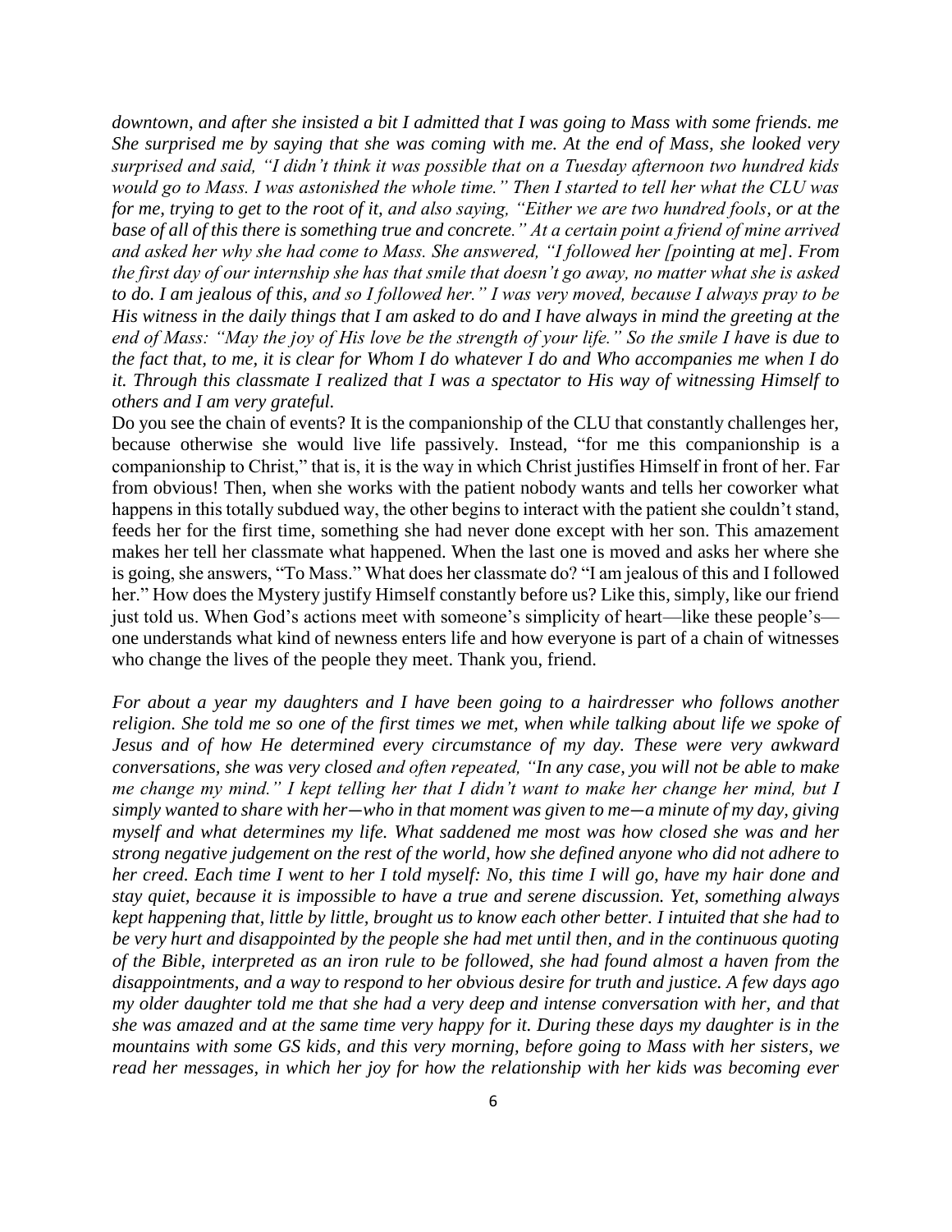*downtown, and after she insisted a bit I admitted that I was going to Mass with some friends. me She surprised me by saying that she was coming with me. At the end of Mass, she looked very surprised and said, "I didn't think it was possible that on a Tuesday afternoon two hundred kids would go to Mass. I was astonished the whole time." Then I started to tell her what the CLU was for me, trying to get to the root of it, and also saying, "Either we are two hundred fools, or at the base of all of this there is something true and concrete." At a certain point a friend of mine arrived and asked her why she had come to Mass. She answered, "I followed her [pointing at me]. From the first day of our internship she has that smile that doesn't go away, no matter what she is asked to do. I am jealous of this, and so I followed her." I was very moved, because I always pray to be His witness in the daily things that I am asked to do and I have always in mind the greeting at the end of Mass: "May the joy of His love be the strength of your life." So the smile I have is due to the fact that, to me, it is clear for Whom I do whatever I do and Who accompanies me when I do it. Through this classmate I realized that I was a spectator to His way of witnessing Himself to others and I am very grateful.*

Do you see the chain of events? It is the companionship of the CLU that constantly challenges her, because otherwise she would live life passively. Instead, "for me this companionship is a companionship to Christ," that is, it is the way in which Christ justifies Himself in front of her. Far from obvious! Then, when she works with the patient nobody wants and tells her coworker what happens in this totally subdued way, the other begins to interact with the patient she couldn't stand, feeds her for the first time, something she had never done except with her son. This amazement makes her tell her classmate what happened. When the last one is moved and asks her where she is going, she answers, "To Mass." What does her classmate do? "I am jealous of this and I followed her." How does the Mystery justify Himself constantly before us? Like this, simply, like our friend just told us. When God's actions meet with someone's simplicity of heart—like these people's—one understands what kind of newness enters life and how everyone is part of a chain of witnesses who change the lives of the people they meet. Thank you, friend.

*For about a year my daughters and I have been going to a hairdresser who follows another religion. She told me so one of the first times we met, when while talking about life we spoke of Jesus and of how He determined every circumstance of my day. These were very awkward conversations, she was very closed and often repeated, "In any case, you will not be able to make me change my mind." I kept telling her that I didn't want to make her change her mind, but I simply wanted to share with her—who in that moment was given to me—a minute of my day, giving myself and what determines my life. What saddened me most was how closed she was and her strong negative judgement on the rest of the world, how she defined anyone who did not adhere to her creed. Each time I went to her I told myself: No, this time I will go, have my hair done and stay quiet, because it is impossible to have a true and serene discussion. Yet, something always kept happening that, little by little, brought us to know each other better. I intuited that she had to be very hurt and disappointed by the people she had met until then, and in the continuous quoting of the Bible, interpreted as an iron rule to be followed, she had found almost a haven from the disappointments, and a way to respond to her obvious desire for truth and justice. A few days ago my older daughter told me that she had a very deep and intense conversation with her, and that she was amazed and at the same time very happy for it. During these days my daughter is in the mountains with some GS kids, and this very morning, before going to Mass with her sisters, we read her messages, in which her joy for how the relationship with her kids was becoming ever*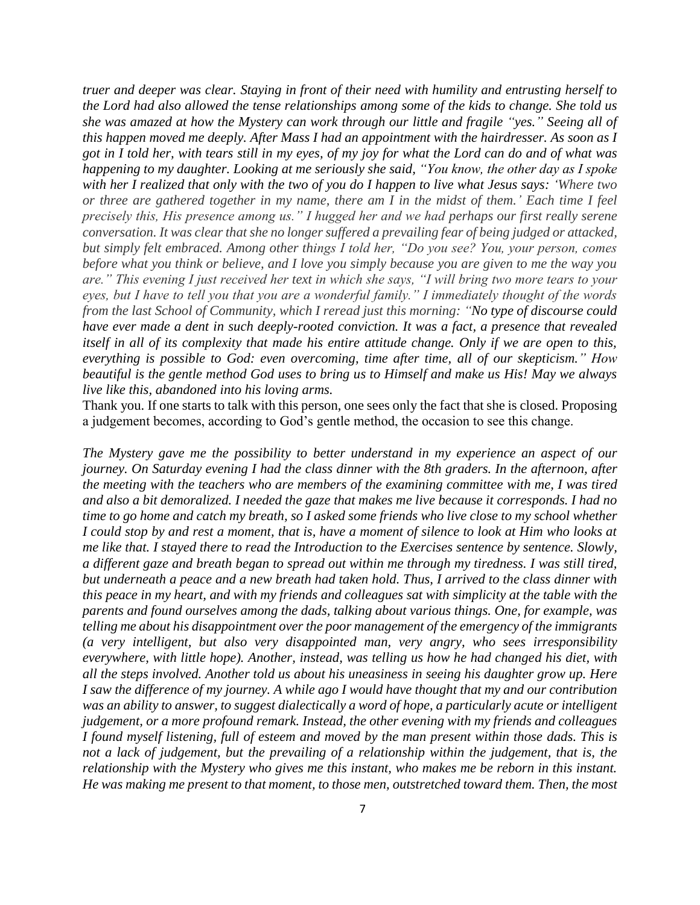*truer and deeper was clear. Staying in front of their need with humility and entrusting herself to the Lord had also allowed the tense relationships among some of the kids to change. She told us she was amazed at how the Mystery can work through our little and fragile "yes." Seeing all of this happen moved me deeply. After Mass I had an appointment with the hairdresser. As soon as I got in I told her, with tears still in my eyes, of my joy for what the Lord can do and of what was happening to my daughter. Looking at me seriously she said, "You know, the other day as I spoke with her I realized that only with the two of you do I happen to live what Jesus says: 'Where two or three are gathered together in my name, there am I in the midst of them.' Each time I feel precisely this, His presence among us." I hugged her and we had perhaps our first really serene conversation. It was clear that she no longer suffered a prevailing fear of being judged or attacked, but simply felt embraced. Among other things I told her, "Do you see? You, your person, comes before what you think or believe, and I love you simply because you are given to me the way you are." This evening I just received her text in which she says, "I will bring two more tears to your eyes, but I have to tell you that you are a wonderful family." I immediately thought of the words from the last School of Community, which I reread just this morning: "No type of discourse could have ever made a dent in such deeply-rooted conviction. It was a fact, a presence that revealed itself in all of its complexity that made his entire attitude change. Only if we are open to this, everything is possible to God: even overcoming, time after time, all of our skepticism." How beautiful is the gentle method God uses to bring us to Himself and make us His! May we always live like this, abandoned into his loving arms.*

Thank you. If one starts to talk with this person, one sees only the fact that she is closed. Proposing a judgement becomes, according to God's gentle method, the occasion to see this change.

*The Mystery gave me the possibility to better understand in my experience an aspect of our journey. On Saturday evening I had the class dinner with the 8th graders. In the afternoon, after the meeting with the teachers who are members of the examining committee with me, I was tired and also a bit demoralized. I needed the gaze that makes me live because it corresponds. I had no time to go home and catch my breath, so I asked some friends who live close to my school whether I could stop by and rest a moment, that is, have a moment of silence to look at Him who looks at me like that. I stayed there to read the Introduction to the Exercises sentence by sentence. Slowly, a different gaze and breath began to spread out within me through my tiredness. I was still tired, but underneath a peace and a new breath had taken hold. Thus, I arrived to the class dinner with this peace in my heart, and with my friends and colleagues sat with simplicity at the table with the parents and found ourselves among the dads, talking about various things. One, for example, was telling me about his disappointment over the poor management of the emergency of the immigrants (a very intelligent, but also very disappointed man, very angry, who sees irresponsibility everywhere, with little hope). Another, instead, was telling us how he had changed his diet, with all the steps involved. Another told us about his uneasiness in seeing his daughter grow up. Here I saw the difference of my journey. A while ago I would have thought that my and our contribution was an ability to answer, to suggest dialectically a word of hope, a particularly acute or intelligent judgement, or a more profound remark. Instead, the other evening with my friends and colleagues I found myself listening, full of esteem and moved by the man present within those dads. This is not a lack of judgement, but the prevailing of a relationship within the judgement, that is, the relationship with the Mystery who gives me this instant, who makes me be reborn in this instant. He was making me present to that moment, to those men, outstretched toward them. Then, the most*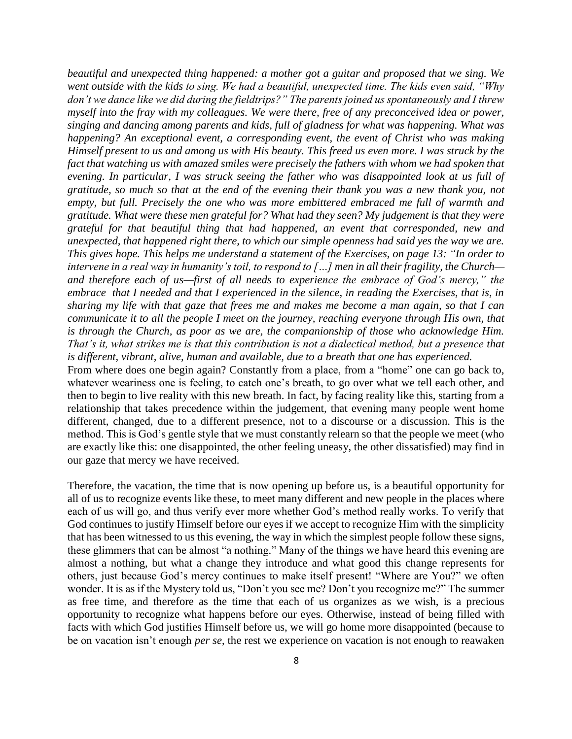*beautiful and unexpected thing happened: a mother got a guitar and proposed that we sing. We went outside with the kids to sing. We had a beautiful, unexpected time. The kids even said, "Why don't we dance like we did during the fieldtrips?" The parents joined us spontaneously and I threw myself into the fray with my colleagues. We were there, free of any preconceived idea or power, singing and dancing among parents and kids, full of gladness for what was happening. What was happening? An exceptional event, a corresponding event, the event of Christ who was making Himself present to us and among us with His beauty. This freed us even more. I was struck by the fact that watching us with amazed smiles were precisely the fathers with whom we had spoken that evening. In particular, I was struck seeing the father who was disappointed look at us full of gratitude, so much so that at the end of the evening their thank you was a new thank you, not empty, but full. Precisely the one who was more embittered embraced me full of warmth and gratitude. What were these men grateful for? What had they seen? My judgement is that they were grateful for that beautiful thing that had happened, an event that corresponded, new and unexpected, that happened right there, to which our simple openness had said yes the way we are. This gives hope. This helps me understand a statement of the Exercises, on page 13: "In order to intervene in a real way in humanity's toil, to respond to […] men in all their fragility, the Church—and therefore each of us—first of all needs to experience the embrace of God's mercy," the embrace that I needed and that I experienced in the silence, in reading the Exercises, that is, in sharing my life with that gaze that frees me and makes me become a man again, so that I can communicate it to all the people I meet on the journey, reaching everyone through His own, that is through the Church, as poor as we are, the companionship of those who acknowledge Him. That's it, what strikes me is that this contribution is not a dialectical method, but a presence that is different, vibrant, alive, human and available, due to a breath that one has experienced.*

From where does one begin again? Constantly from a place, from a "home" one can go back to, whatever weariness one is feeling, to catch one's breath, to go over what we tell each other, and then to begin to live reality with this new breath. In fact, by facing reality like this, starting from a relationship that takes precedence within the judgement, that evening many people went home different, changed, due to a different presence, not to a discourse or a discussion. This is the method. This is God's gentle style that we must constantly relearn so that the people we meet (who are exactly like this: one disappointed, the other feeling uneasy, the other dissatisfied) may find in our gaze that mercy we have received.

Therefore, the vacation, the time that is now opening up before us, is a beautiful opportunity for all of us to recognize events like these, to meet many different and new people in the places where each of us will go, and thus verify ever more whether God's method really works. To verify that God continues to justify Himself before our eyes if we accept to recognize Him with the simplicity that has been witnessed to us this evening, the way in which the simplest people follow these signs, these glimmers that can be almost "a nothing." Many of the things we have heard this evening are almost a nothing, but what a change they introduce and what good this change represents for others, just because God's mercy continues to make itself present! "Where are You?" we often wonder. It is as if the Mystery told us, "Don't you see me? Don't you recognize me?" The summer as free time, and therefore as the time that each of us organizes as we wish, is a precious opportunity to recognize what happens before our eyes. Otherwise, instead of being filled with facts with which God justifies Himself before us, we will go home more disappointed (because to be on vacation isn't enough *per se*, the rest we experience on vacation is not enough to reawaken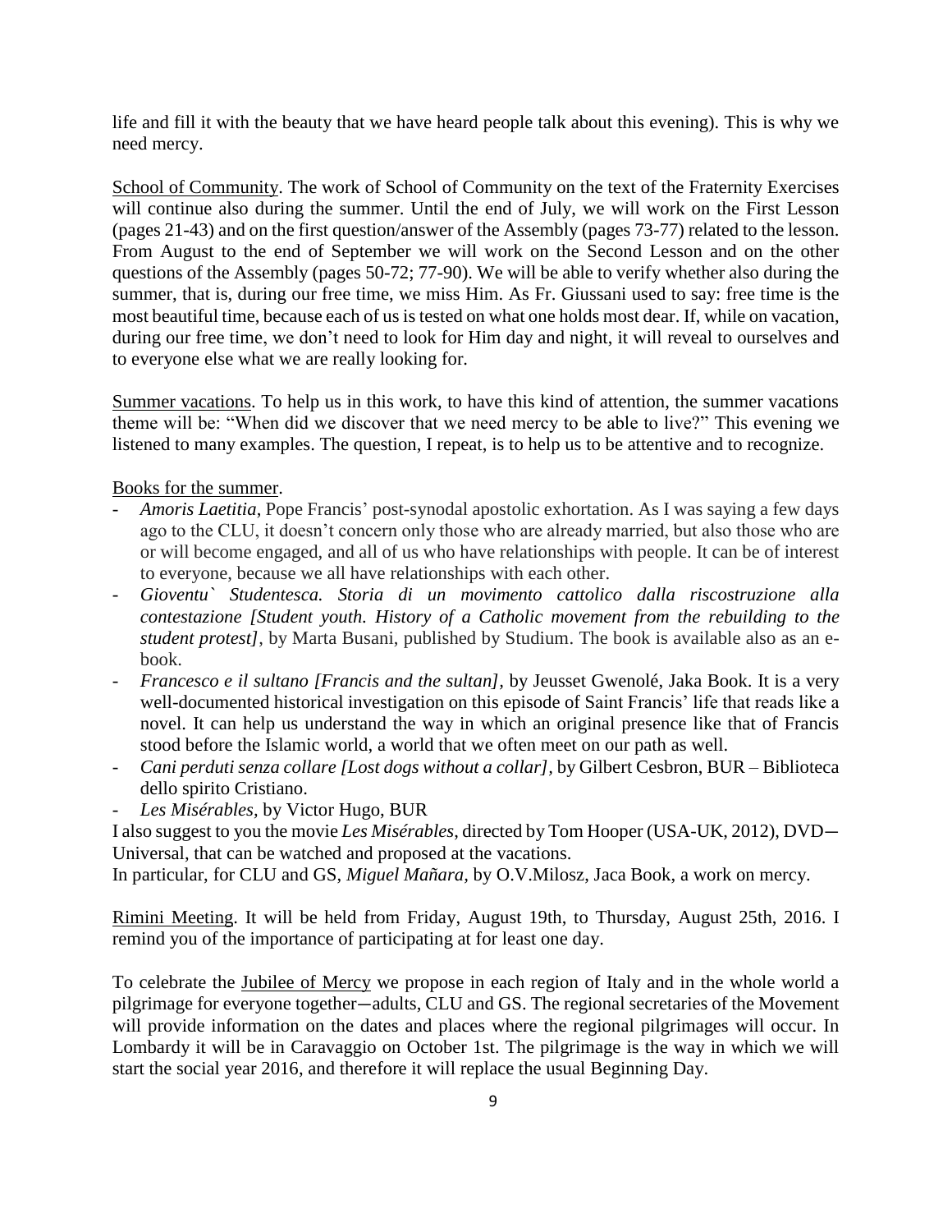life and fill it with the beauty that we have heard people talk about this evening). This is why we need mercy.

School of Community. The work of School of Community on the text of the Fraternity Exercises will continue also during the summer. Until the end of July, we will work on the First Lesson (pages 21-43) and on the first question/answer of the Assembly (pages 73-77) related to the lesson. From August to the end of September we will work on the Second Lesson and on the other questions of the Assembly (pages 50-72; 77-90). We will be able to verify whether also during the summer, that is, during our free time, we miss Him. As Fr. Giussani used to say: free time is the most beautiful time, because each of us is tested on what one holds most dear. If, while on vacation, during our free time, we don't need to look for Him day and night, it will reveal to ourselves and to everyone else what we are really looking for.

Summer vacations. To help us in this work, to have this kind of attention, the summer vacations theme will be: "When did we discover that we need mercy to be able to live?" This evening we listened to many examples. The question, I repeat, is to help us to be attentive and to recognize.

Books for the summer.

- *Amoris Laetitia*, Pope Francis' post-synodal apostolic exhortation. As I was saying a few days ago to the CLU, it doesn't concern only those who are already married, but also those who are or will become engaged, and all of us who have relationships with people. It can be of interest to everyone, because we all have relationships with each other.
- *Gioventu` Studentesca. Storia di un movimento cattolico dalla riscostruzione alla contestazione [Student youth. History of a Catholic movement from the rebuilding to the student protest]*, by Marta Busani, published by Studium. The book is available also as an e-book.
- *Francesco e il sultano [Francis and the sultan]*, by Jeusset Gwenolé, Jaka Book. It is a very well-documented historical investigation on this episode of Saint Francis' life that reads like a novel. It can help us understand the way in which an original presence like that of Francis stood before the Islamic world, a world that we often meet on our path as well.
- *Cani perduti senza collare [Lost dogs without a collar]*, by Gilbert Cesbron, BUR – Biblioteca dello spirito Cristiano.
- *Les Misérables*, by Victor Hugo, BUR

I also suggest to you the movie *Les Misérables*, directed by Tom Hooper (USA-UK, 2012), DVD—Universal, that can be watched and proposed at the vacations.

In particular, for CLU and GS, *Miguel Mañara*, by O.V.Milosz, Jaca Book, a work on mercy.

Rimini Meeting. It will be held from Friday, August 19th, to Thursday, August 25th, 2016. I remind you of the importance of participating at for least one day.

To celebrate the Jubilee of Mercy we propose in each region of Italy and in the whole world a pilgrimage for everyone together—adults, CLU and GS. The regional secretaries of the Movement will provide information on the dates and places where the regional pilgrimages will occur. In Lombardy it will be in Caravaggio on October 1st. The pilgrimage is the way in which we will start the social year 2016, and therefore it will replace the usual Beginning Day.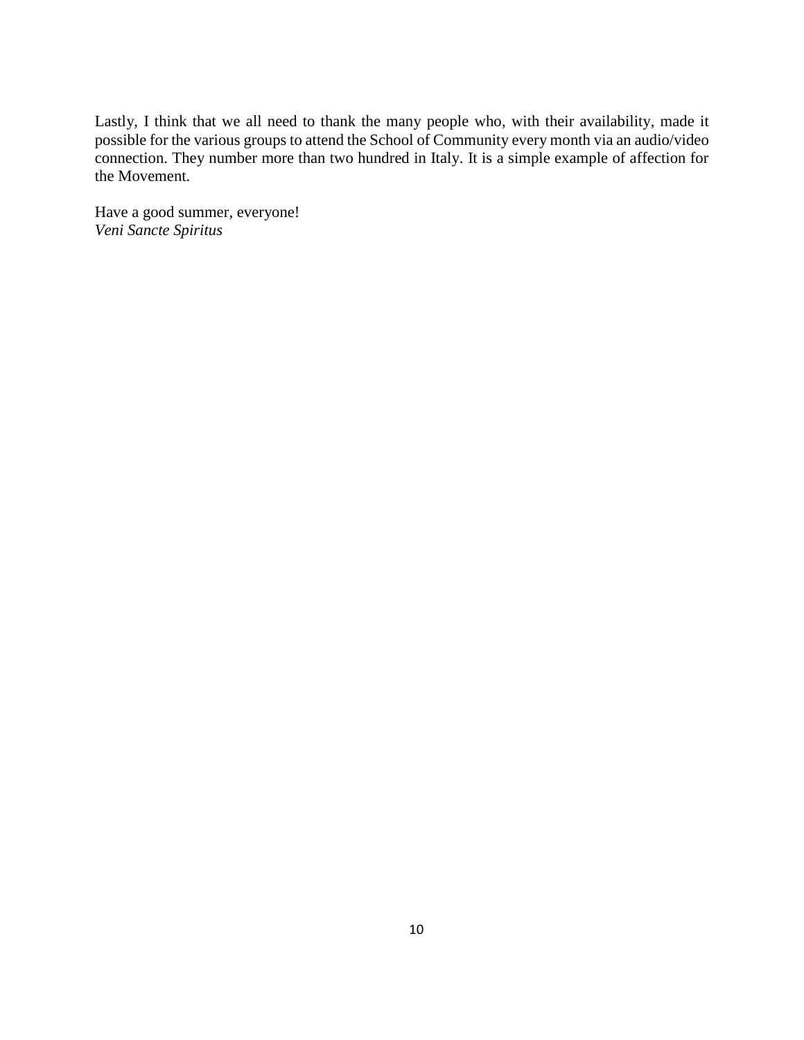Lastly, I think that we all need to thank the many people who, with their availability, made it possible for the various groups to attend the School of Community every month via an audio/video connection. They number more than two hundred in Italy. It is a simple example of affection for the Movement.

Have a good summer, everyone!
*Veni Sancte Spiritus*